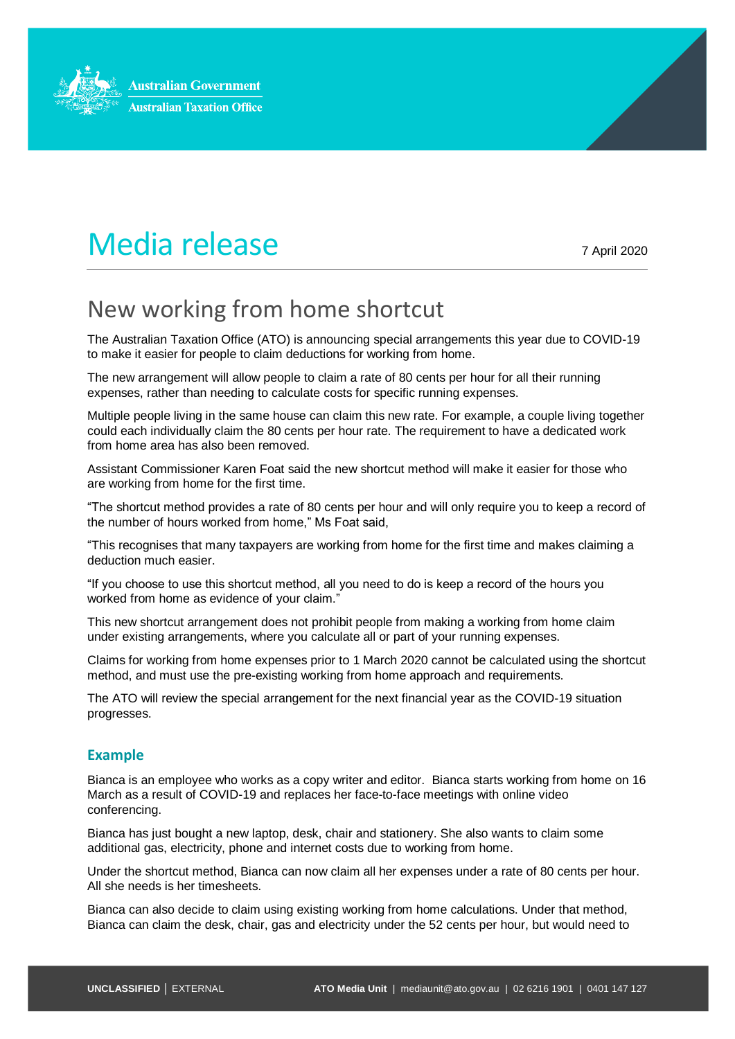Australian Government
Australian Taxation Office

# Media release

7 April 2020

## New working from home shortcut

The Australian Taxation Office (ATO) is announcing special arrangements this year due to COVID-19 to make it easier for people to claim deductions for working from home.

The new arrangement will allow people to claim a rate of 80 cents per hour for all their running expenses, rather than needing to calculate costs for specific running expenses.

Multiple people living in the same house can claim this new rate. For example, a couple living together could each individually claim the 80 cents per hour rate. The requirement to have a dedicated work from home area has also been removed.

Assistant Commissioner Karen Foat said the new shortcut method will make it easier for those who are working from home for the first time.

"The shortcut method provides a rate of 80 cents per hour and will only require you to keep a record of the number of hours worked from home," Ms Foat said,

"This recognises that many taxpayers are working from home for the first time and makes claiming a deduction much easier.

"If you choose to use this shortcut method, all you need to do is keep a record of the hours you worked from home as evidence of your claim."

This new shortcut arrangement does not prohibit people from making a working from home claim under existing arrangements, where you calculate all or part of your running expenses.

Claims for working from home expenses prior to 1 March 2020 cannot be calculated using the shortcut method, and must use the pre-existing working from home approach and requirements.

The ATO will review the special arrangement for the next financial year as the COVID-19 situation progresses.

### Example

Bianca is an employee who works as a copy writer and editor. Bianca starts working from home on 16 March as a result of COVID-19 and replaces her face-to-face meetings with online video conferencing.

Bianca has just bought a new laptop, desk, chair and stationery. She also wants to claim some additional gas, electricity, phone and internet costs due to working from home.

Under the shortcut method, Bianca can now claim all her expenses under a rate of 80 cents per hour. All she needs is her timesheets.

Bianca can also decide to claim using existing working from home calculations. Under that method, Bianca can claim the desk, chair, gas and electricity under the 52 cents per hour, but would need to

**UNCLASSIFIED** | EXTERNAL   **ATO Media Unit** | mediaunit@ato.gov.au | 02 6216 1901 | 0401 147 127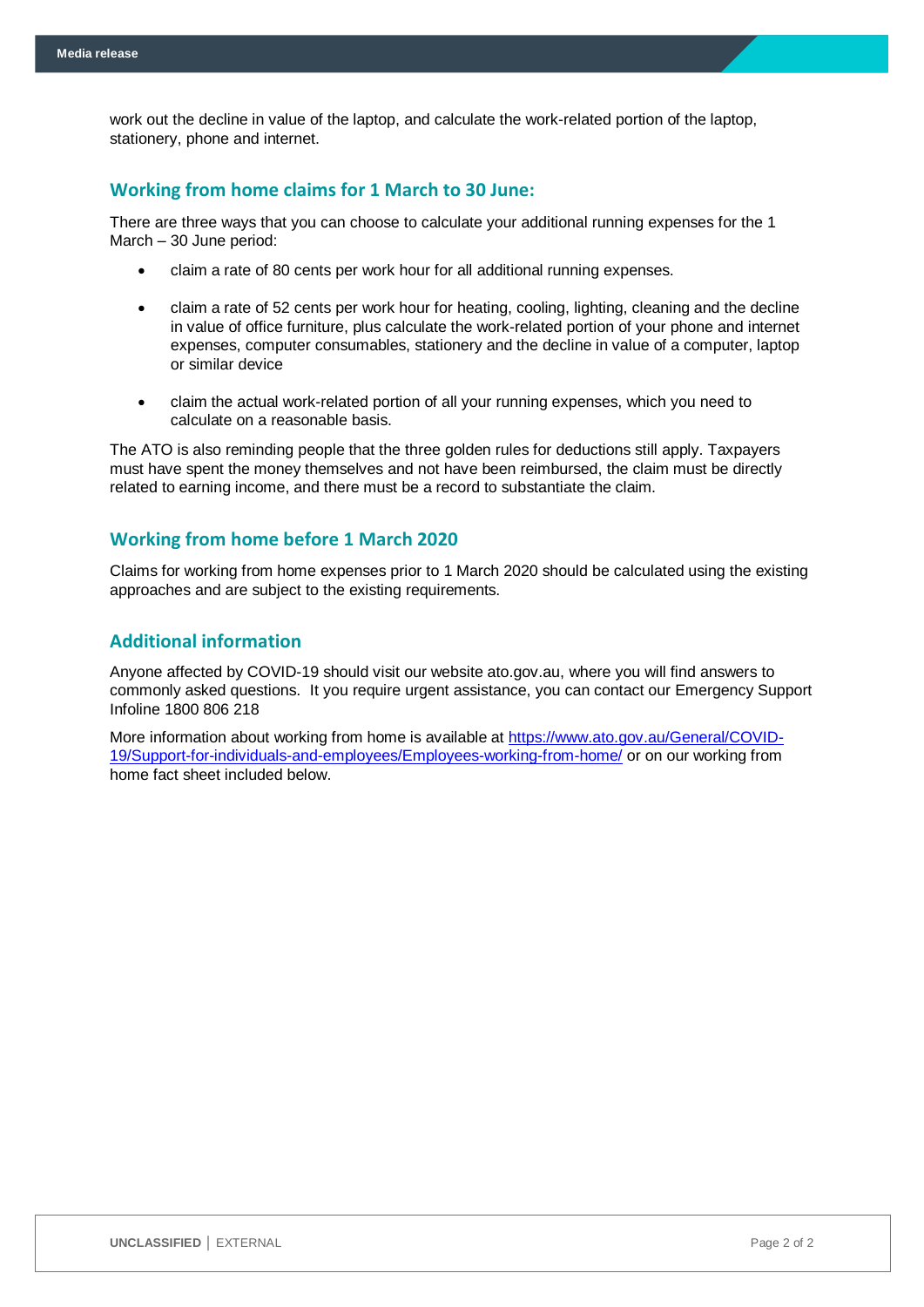work out the decline in value of the laptop, and calculate the work-related portion of the laptop, stationery, phone and internet.

## Working from home claims for 1 March to 30 June:

There are three ways that you can choose to calculate your additional running expenses for the 1 March – 30 June period:

- claim a rate of 80 cents per work hour for all additional running expenses.
- claim a rate of 52 cents per work hour for heating, cooling, lighting, cleaning and the decline in value of office furniture, plus calculate the work-related portion of your phone and internet expenses, computer consumables, stationery and the decline in value of a computer, laptop or similar device
- claim the actual work-related portion of all your running expenses, which you need to calculate on a reasonable basis.

The ATO is also reminding people that the three golden rules for deductions still apply. Taxpayers must have spent the money themselves and not have been reimbursed, the claim must be directly related to earning income, and there must be a record to substantiate the claim.

## Working from home before 1 March 2020

Claims for working from home expenses prior to 1 March 2020 should be calculated using the existing approaches and are subject to the existing requirements.

## Additional information

Anyone affected by COVID-19 should visit our website ato.gov.au, where you will find answers to commonly asked questions. It you require urgent assistance, you can contact our Emergency Support Infoline 1800 806 218

More information about working from home is available at [https://www.ato.gov.au/General/COVID-19/Support-for-individuals-and-employees/Employees-working-from-home/](https://www.ato.gov.au/General/COVID-19/Support-for-individuals-and-employees/Employees-working-from-home/) or on our working from home fact sheet included below.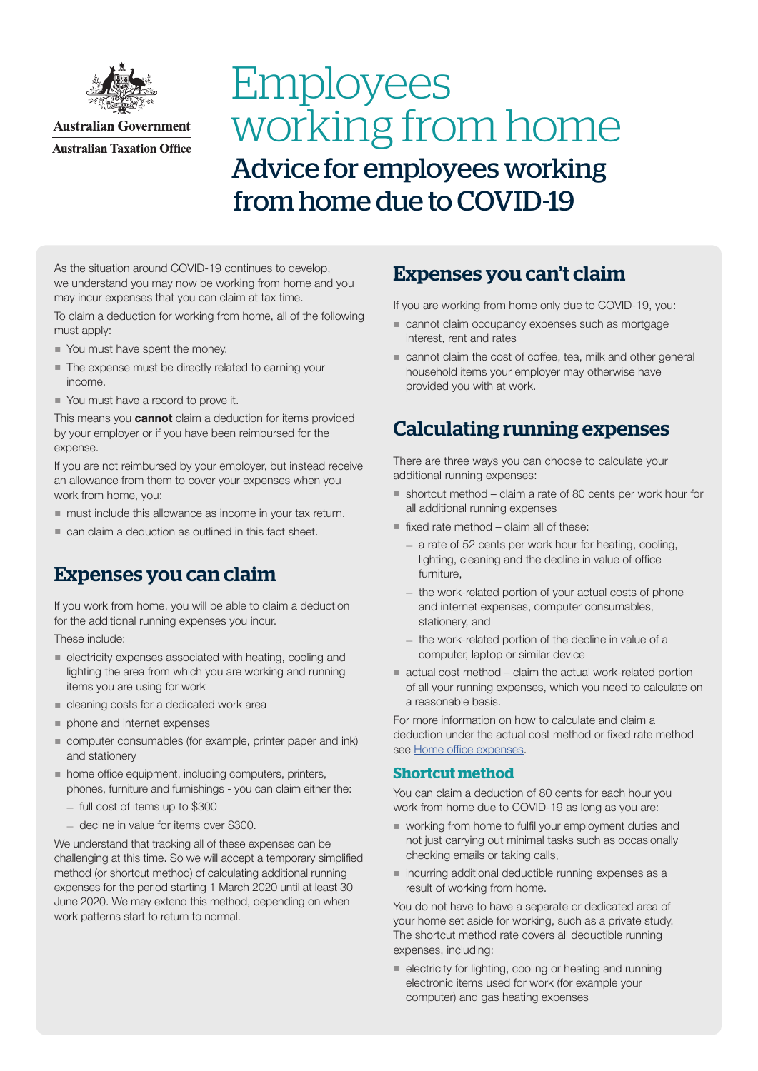Australian Government

Australian Taxation Office

# Employees working from home

## Advice for employees working from home due to COVID-19

As the situation around COVID-19 continues to develop, we understand you may now be working from home and you may incur expenses that you can claim at tax time.

To claim a deduction for working from home, all of the following must apply:

- You must have spent the money.
- The expense must be directly related to earning your income.
- You must have a record to prove it.

This means you **cannot** claim a deduction for items provided by your employer or if you have been reimbursed for the expense.

If you are not reimbursed by your employer, but instead receive an allowance from them to cover your expenses when you work from home, you:

- must include this allowance as income in your tax return.
- can claim a deduction as outlined in this fact sheet.

## Expenses you can claim

If you work from home, you will be able to claim a deduction for the additional running expenses you incur.

These include:

- electricity expenses associated with heating, cooling and lighting the area from which you are working and running items you are using for work
- cleaning costs for a dedicated work area
- phone and internet expenses
- computer consumables (for example, printer paper and ink) and stationery
- home office equipment, including computers, printers, phones, furniture and furnishings - you can claim either the:
  - full cost of items up to $300
  - decline in value for items over $300.

We understand that tracking all of these expenses can be challenging at this time. So we will accept a temporary simplified method (or shortcut method) of calculating additional running expenses for the period starting 1 March 2020 until at least 30 June 2020. We may extend this method, depending on when work patterns start to return to normal.

## Expenses you can't claim

If you are working from home only due to COVID-19, you:

- cannot claim occupancy expenses such as mortgage interest, rent and rates
- cannot claim the cost of coffee, tea, milk and other general household items your employer may otherwise have provided you with at work.

## Calculating running expenses

There are three ways you can choose to calculate your additional running expenses:

- shortcut method – claim a rate of 80 cents per work hour for all additional running expenses
- fixed rate method – claim all of these:
  - a rate of 52 cents per work hour for heating, cooling, lighting, cleaning and the decline in value of office furniture,
  - the work-related portion of your actual costs of phone and internet expenses, computer consumables, stationery, and
  - the work-related portion of the decline in value of a computer, laptop or similar device
- actual cost method – claim the actual work-related portion of all your running expenses, which you need to calculate on a reasonable basis.

For more information on how to calculate and claim a deduction under the actual cost method or fixed rate method see [Home office expenses](#).

### Shortcut method

You can claim a deduction of 80 cents for each hour you work from home due to COVID-19 as long as you are:

- working from home to fulfil your employment duties and not just carrying out minimal tasks such as occasionally checking emails or taking calls,
- incurring additional deductible running expenses as a result of working from home.

You do not have to have a separate or dedicated area of your home set aside for working, such as a private study. The shortcut method rate covers all deductible running expenses, including:

- electricity for lighting, cooling or heating and running electronic items used for work (for example your computer) and gas heating expenses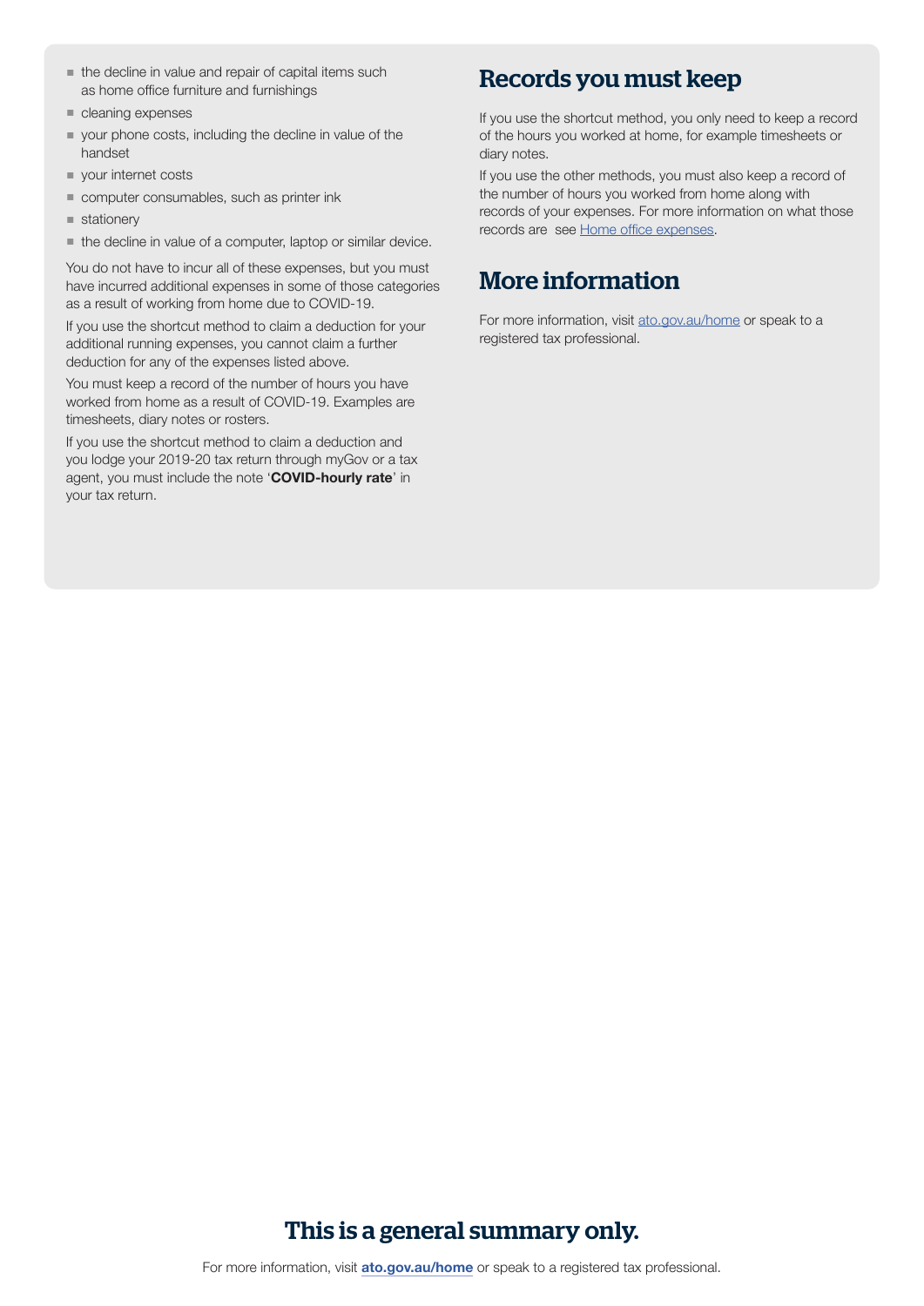- the decline in value and repair of capital items such as home office furniture and furnishings
- cleaning expenses
- your phone costs, including the decline in value of the handset
- your internet costs
- computer consumables, such as printer ink
- stationery
- the decline in value of a computer, laptop or similar device.

You do not have to incur all of these expenses, but you must have incurred additional expenses in some of those categories as a result of working from home due to COVID-19.

If you use the shortcut method to claim a deduction for your additional running expenses, you cannot claim a further deduction for any of the expenses listed above.

You must keep a record of the number of hours you have worked from home as a result of COVID-19. Examples are timesheets, diary notes or rosters.

If you use the shortcut method to claim a deduction and you lodge your 2019-20 tax return through myGov or a tax agent, you must include the note '**COVID-hourly rate**' in your tax return.

## Records you must keep

If you use the shortcut method, you only need to keep a record of the hours you worked at home, for example timesheets or diary notes.

If you use the other methods, you must also keep a record of the number of hours you worked from home along with records of your expenses. For more information on what those records are see Home office expenses.

## More information

For more information, visit ato.gov.au/home or speak to a registered tax professional.

## This is a general summary only.

For more information, visit **ato.gov.au/home** or speak to a registered tax professional.